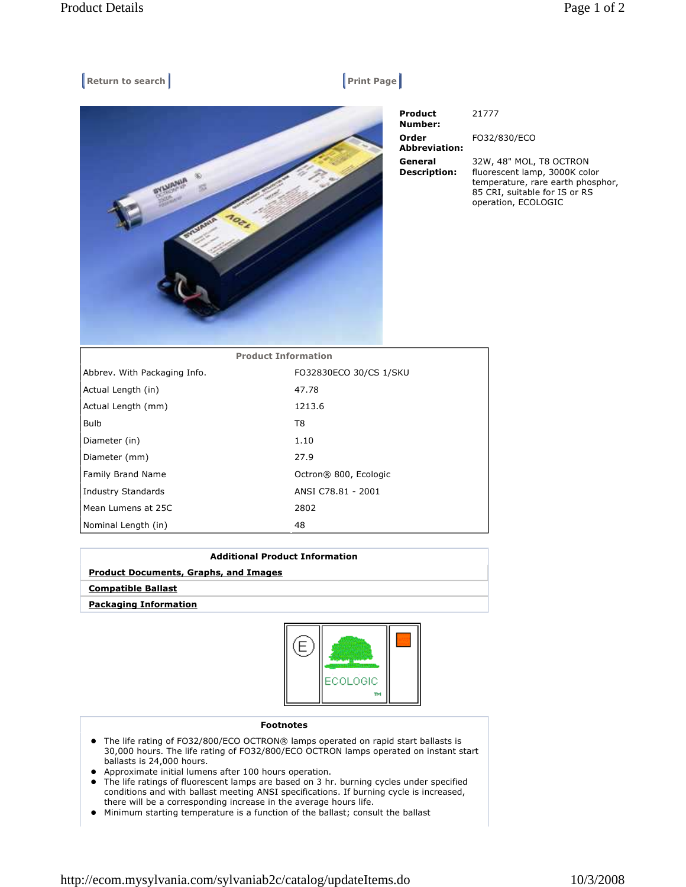Return to search | Print Page

**Product Number:** 21777

**Order Abbreviation:** FO32/830/ECO

**General Description:** 32W, 48" MOL, T8 OCTRON fluorescent lamp, 3000K color temperature, rare earth phosphor, 85 CRI, suitable for IS or RS operation, ECOLOGIC

| Product Information | |
|---|---|
| Abbrev. With Packaging Info. | FO32830ECO 30/CS 1/SKU |
| Actual Length (in) | 47.78 |
| Actual Length (mm) | 1213.6 |
| Bulb | T8 |
| Diameter (in) | 1.10 |
| Diameter (mm) | 27.9 |
| Family Brand Name | Octron® 800, Ecologic |
| Industry Standards | ANSI C78.81 - 2001 |
| Mean Lumens at 25C | 2802 |
| Nominal Length (in) | 48 |

**Additional Product Information**

**Product Documents, Graphs, and Images**

**Compatible Ballast**

**Packaging Information**

E | ECOLOGIC™

**Footnotes**

- The life rating of FO32/800/ECO OCTRON® lamps operated on rapid start ballasts is 30,000 hours. The life rating of FO32/800/ECO OCTRON lamps operated on instant start ballasts is 24,000 hours.
- Approximate initial lumens after 100 hours operation.
- The life ratings of fluorescent lamps are based on 3 hr. burning cycles under specified conditions and with ballast meeting ANSI specifications. If burning cycle is increased, there will be a corresponding increase in the average hours life.
- Minimum starting temperature is a function of the ballast; consult the ballast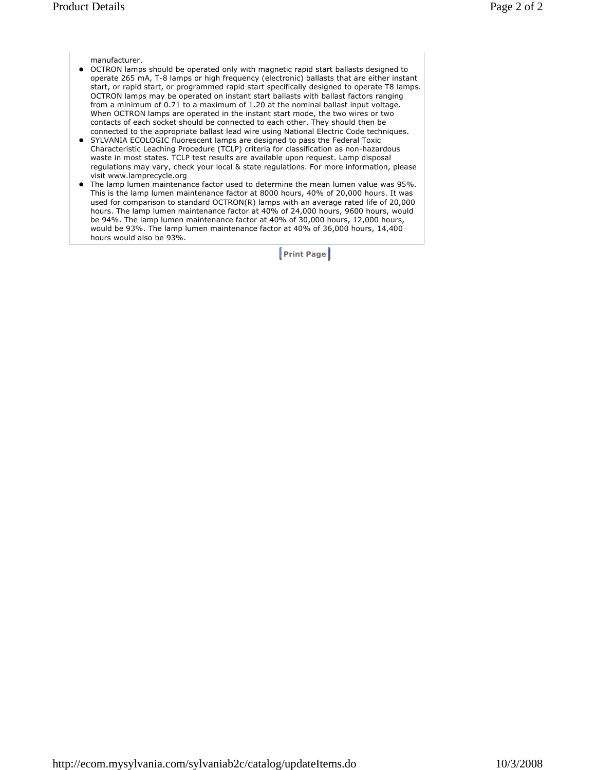manufacturer.

- OCTRON lamps should be operated only with magnetic rapid start ballasts designed to operate 265 mA, T-8 lamps or high frequency (electronic) ballasts that are either instant start, or rapid start, or programmed rapid start specifically designed to operate T8 lamps. OCTRON lamps may be operated on instant start ballasts with ballast factors ranging from a minimum of 0.71 to a maximum of 1.20 at the nominal ballast input voltage. When OCTRON lamps are operated in the instant start mode, the two wires or two contacts of each socket should be connected to each other. They should then be connected to the appropriate ballast lead wire using National Electric Code techniques.
- SYLVANIA ECOLOGIC fluorescent lamps are designed to pass the Federal Toxic Characteristic Leaching Procedure (TCLP) criteria for classification as non-hazardous waste in most states. TCLP test results are available upon request. Lamp disposal regulations may vary, check your local & state regulations. For more information, please visit www.lamprecycle.org
- The lamp lumen maintenance factor used to determine the mean lumen value was 95%. This is the lamp lumen maintenance factor at 8000 hours, 40% of 20,000 hours. It was used for comparison to standard OCTRON(R) lamps with an average rated life of 20,000 hours. The lamp lumen maintenance factor at 40% of 24,000 hours, 9600 hours, would be 94%. The lamp lumen maintenance factor at 40% of 30,000 hours, 12,000 hours, would be 93%. The lamp lumen maintenance factor at 40% of 36,000 hours, 14,400 hours would also be 93%.

Print Page